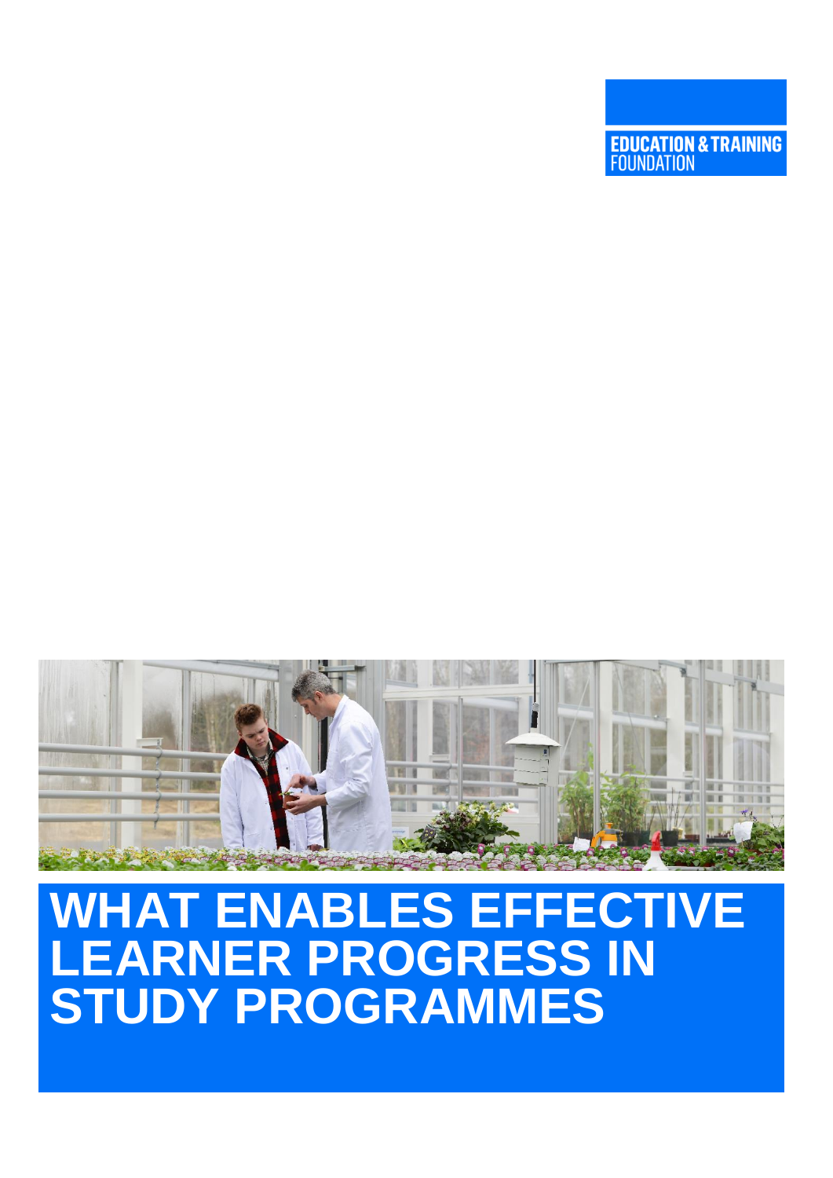EDUCATION & TRAINING FOUNDATION

# WHAT ENABLES EFFECTIVE LEARNER PROGRESS IN STUDY PROGRAMMES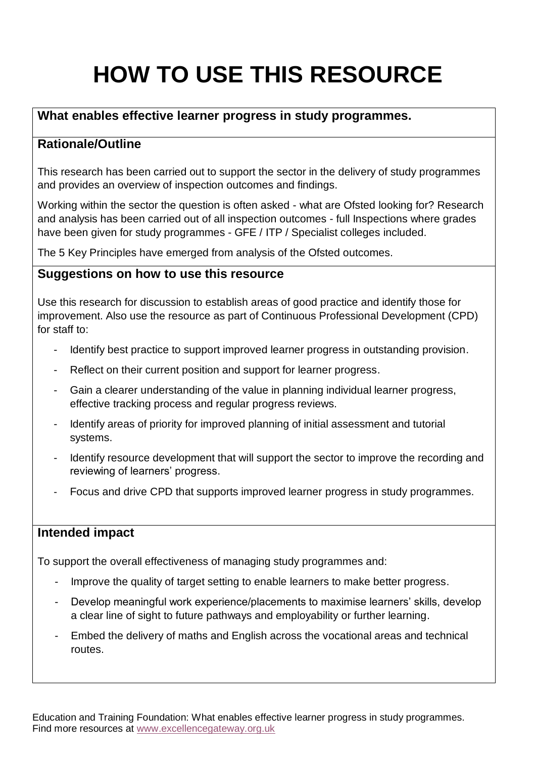# HOW TO USE THIS RESOURCE

**What enables effective learner progress in study programmes.**

## Rationale/Outline

This research has been carried out to support the sector in the delivery of study programmes and provides an overview of inspection outcomes and findings.

Working within the sector the question is often asked - what are Ofsted looking for? Research and analysis has been carried out of all inspection outcomes - full Inspections where grades have been given for study programmes - GFE / ITP / Specialist colleges included.

The 5 Key Principles have emerged from analysis of the Ofsted outcomes.

## Suggestions on how to use this resource

Use this research for discussion to establish areas of good practice and identify those for improvement. Also use the resource as part of Continuous Professional Development (CPD) for staff to:

- Identify best practice to support improved learner progress in outstanding provision.
- Reflect on their current position and support for learner progress.
- Gain a clearer understanding of the value in planning individual learner progress, effective tracking process and regular progress reviews.
- Identify areas of priority for improved planning of initial assessment and tutorial systems.
- Identify resource development that will support the sector to improve the recording and reviewing of learners' progress.
- Focus and drive CPD that supports improved learner progress in study programmes.

## Intended impact

To support the overall effectiveness of managing study programmes and:

- Improve the quality of target setting to enable learners to make better progress.
- Develop meaningful work experience/placements to maximise learners' skills, develop a clear line of sight to future pathways and employability or further learning.
- Embed the delivery of maths and English across the vocational areas and technical routes.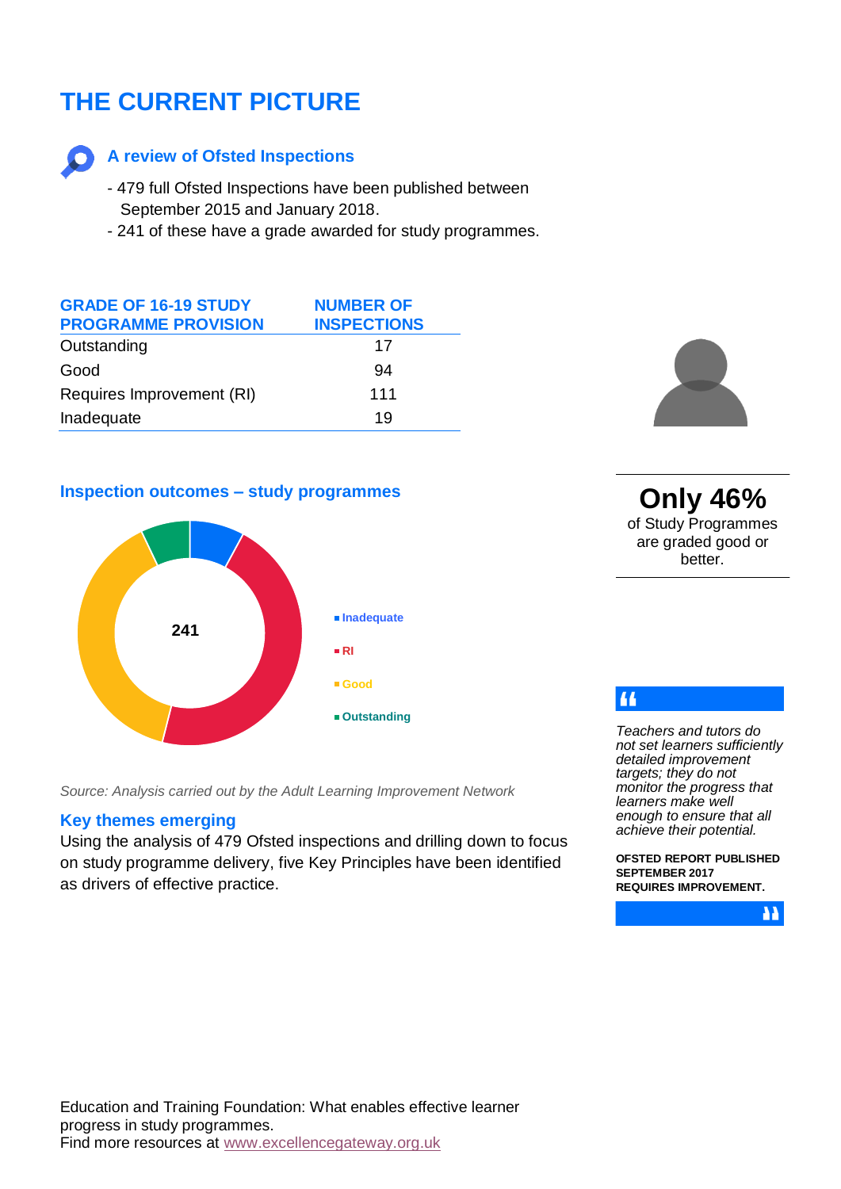# THE CURRENT PICTURE

### A review of Ofsted Inspections

- 479 full Ofsted Inspections have been published between September 2015 and January 2018.
- 241 of these have a grade awarded for study programmes.

| GRADE OF 16-19 STUDY PROGRAMME PROVISION | NUMBER OF INSPECTIONS |
|---|---|
| Outstanding | 17 |
| Good | 94 |
| Requires Improvement (RI) | 111 |
| Inadequate | 19 |

### Inspection outcomes – study programmes

241

- Inadequate
- RI
- Good
- Outstanding

*Source: Analysis carried out by the Adult Learning Improvement Network*

**Only 46%**
of Study Programmes are graded good or better.

### Key themes emerging

Using the analysis of 479 Ofsted inspections and drilling down to focus on study programme delivery, five Key Principles have been identified as drivers of effective practice.

> *Teachers and tutors do not set learners sufficiently detailed improvement targets; they do not monitor the progress that learners make well enough to ensure that all achieve their potential.*
>
> **OFSTED REPORT PUBLISHED SEPTEMBER 2017 REQUIRES IMPROVEMENT.**

Education and Training Foundation: What enables effective learner progress in study programmes.
Find more resources at www.excellencegateway.org.uk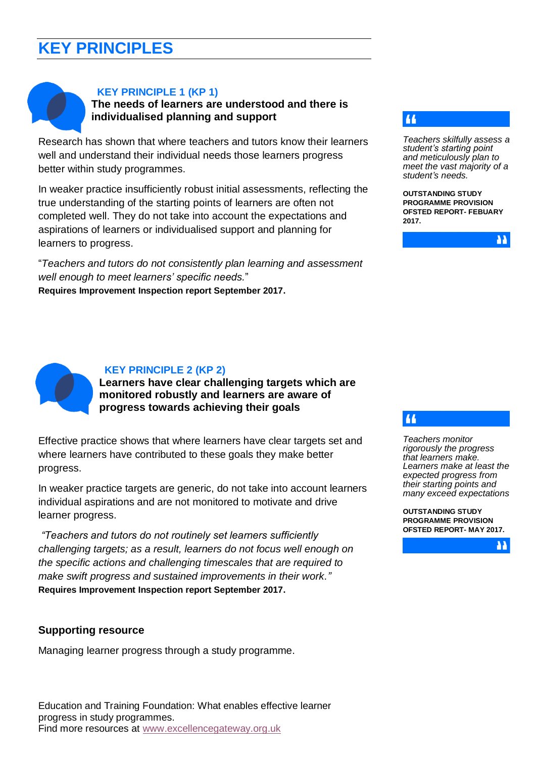# KEY PRINCIPLES

## KEY PRINCIPLE 1 (KP 1)

**The needs of learners are understood and there is individualised planning and support**

Research has shown that where teachers and tutors know their learners well and understand their individual needs those learners progress better within study programmes.

In weaker practice insufficiently robust initial assessments, reflecting the true understanding of the starting points of learners are often not completed well. They do not take into account the expectations and aspirations of learners or individualised support and planning for learners to progress.

"*Teachers and tutors do not consistently plan learning and assessment well enough to meet learners' specific needs.*"
**Requires Improvement Inspection report September 2017.**

> *Teachers skilfully assess a student's starting point and meticulously plan to meet the vast majority of a student's needs.*
>
> **OUTSTANDING STUDY PROGRAMME PROVISION OFSTED REPORT- FEBUARY 2017.**

## KEY PRINCIPLE 2 (KP 2)

**Learners have clear challenging targets which are monitored robustly and learners are aware of progress towards achieving their goals**

Effective practice shows that where learners have clear targets set and where learners have contributed to these goals they make better progress.

In weaker practice targets are generic, do not take into account learners individual aspirations and are not monitored to motivate and drive learner progress.

*"Teachers and tutors do not routinely set learners sufficiently challenging targets; as a result, learners do not focus well enough on the specific actions and challenging timescales that are required to make swift progress and sustained improvements in their work."*
**Requires Improvement Inspection report September 2017.**

> *Teachers monitor rigorously the progress that learners make. Learners make at least the expected progress from their starting points and many exceed expectations*
>
> **OUTSTANDING STUDY PROGRAMME PROVISION OFSTED REPORT- MAY 2017.**

### Supporting resource

Managing learner progress through a study programme.

Education and Training Foundation: What enables effective learner progress in study programmes.
Find more resources at www.excellencegateway.org.uk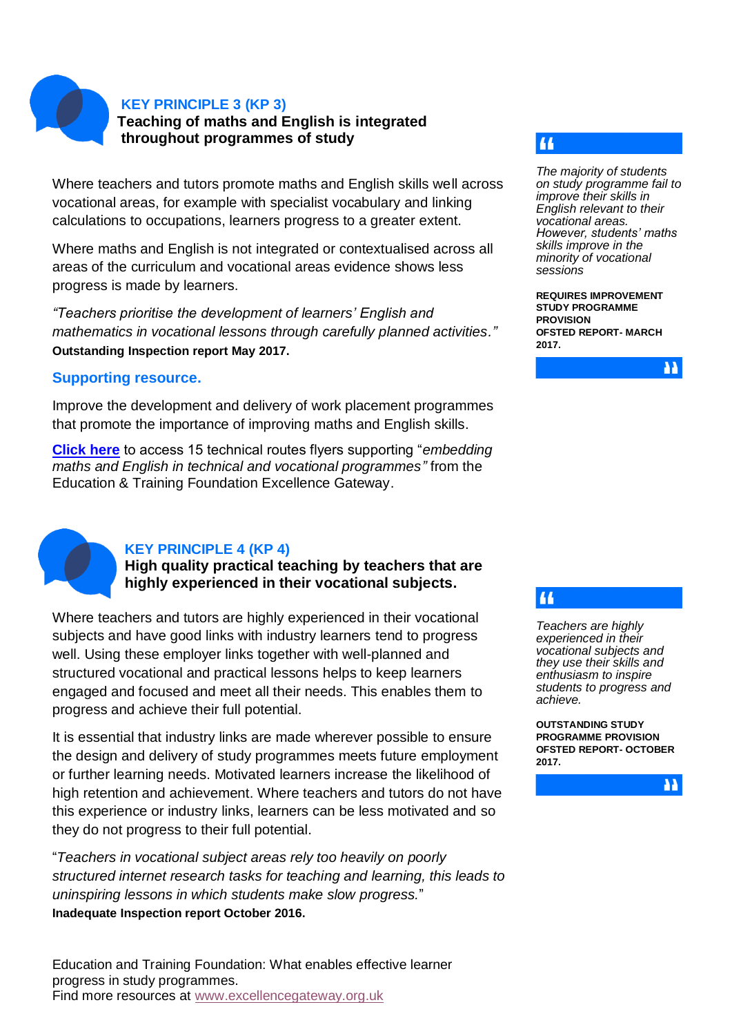## KEY PRINCIPLE 3 (KP 3)

**Teaching of maths and English is integrated throughout programmes of study**

Where teachers and tutors promote maths and English skills well across vocational areas, for example with specialist vocabulary and linking calculations to occupations, learners progress to a greater extent.

Where maths and English is not integrated or contextualised across all areas of the curriculum and vocational areas evidence shows less progress is made by learners.

*"Teachers prioritise the development of learners' English and mathematics in vocational lessons through carefully planned activities."*
**Outstanding Inspection report May 2017.**

> *The majority of students on study programme fail to improve their skills in English relevant to their vocational areas. However, students' maths skills improve in the minority of vocational sessions*
>
> **REQUIRES IMPROVEMENT STUDY PROGRAMME PROVISION OFSTED REPORT- MARCH 2017.**

### Supporting resource.

Improve the development and delivery of work placement programmes that promote the importance of improving maths and English skills.

**Click here** to access 15 technical routes flyers supporting "*embedding maths and English in technical and vocational programmes"* from the Education & Training Foundation Excellence Gateway.

## KEY PRINCIPLE 4 (KP 4)

**High quality practical teaching by teachers that are highly experienced in their vocational subjects.**

Where teachers and tutors are highly experienced in their vocational subjects and have good links with industry learners tend to progress well. Using these employer links together with well-planned and structured vocational and practical lessons helps to keep learners engaged and focused and meet all their needs. This enables them to progress and achieve their full potential.

It is essential that industry links are made wherever possible to ensure the design and delivery of study programmes meets future employment or further learning needs. Motivated learners increase the likelihood of high retention and achievement. Where teachers and tutors do not have this experience or industry links, learners can be less motivated and so they do not progress to their full potential.

"*Teachers in vocational subject areas rely too heavily on poorly structured internet research tasks for teaching and learning, this leads to uninspiring lessons in which students make slow progress.*"
**Inadequate Inspection report October 2016.**

> *Teachers are highly experienced in their vocational subjects and they use their skills and enthusiasm to inspire students to progress and achieve.*
>
> **OUTSTANDING STUDY PROGRAMME PROVISION OFSTED REPORT- OCTOBER 2017.**

Education and Training Foundation: What enables effective learner progress in study programmes.
Find more resources at www.excellencegateway.org.uk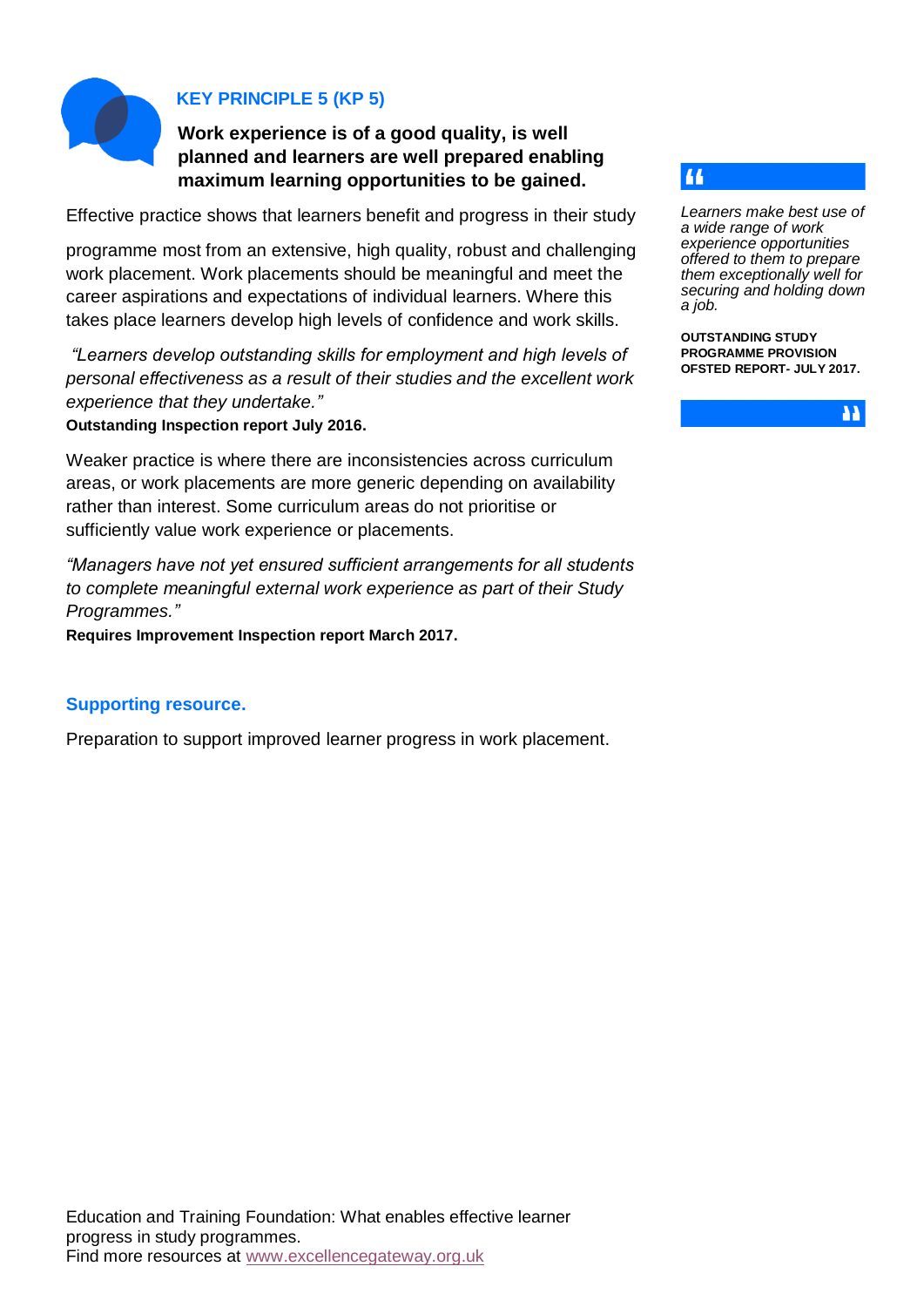## KEY PRINCIPLE 5 (KP 5)

**Work experience is of a good quality, is well planned and learners are well prepared enabling maximum learning opportunities to be gained.**

Effective practice shows that learners benefit and progress in their study programme most from an extensive, high quality, robust and challenging work placement. Work placements should be meaningful and meet the career aspirations and expectations of individual learners. Where this takes place learners develop high levels of confidence and work skills.

*"Learners develop outstanding skills for employment and high levels of personal effectiveness as a result of their studies and the excellent work experience that they undertake."*
**Outstanding Inspection report July 2016.**

Weaker practice is where there are inconsistencies across curriculum areas, or work placements are more generic depending on availability rather than interest. Some curriculum areas do not prioritise or sufficiently value work experience or placements.

*"Managers have not yet ensured sufficient arrangements for all students to complete meaningful external work experience as part of their Study Programmes."*
**Requires Improvement Inspection report March 2017.**

> *Learners make best use of a wide range of work experience opportunities offered to them to prepare them exceptionally well for securing and holding down a job.*
>
> **OUTSTANDING STUDY PROGRAMME PROVISION OFSTED REPORT- JULY 2017.**

### Supporting resource.

Preparation to support improved learner progress in work placement.

Education and Training Foundation: What enables effective learner progress in study programmes.
Find more resources at www.excellencegateway.org.uk